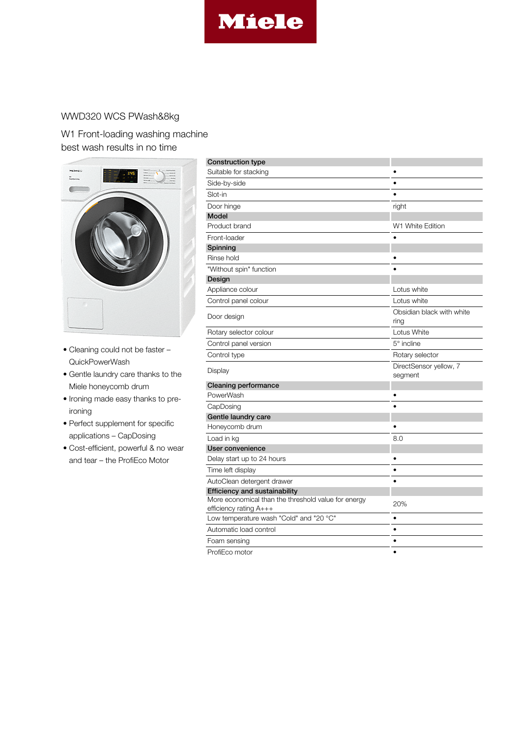Miele

# WWD320 WCS PWash&8kg

## W1 Front-loading washing machine
best wash results in no time

- Cleaning could not be faster – QuickPowerWash
- Gentle laundry care thanks to the Miele honeycomb drum
- Ironing made easy thanks to pre-ironing
- Perfect supplement for specific applications – CapDosing
- Cost-efficient, powerful & no wear and tear – the ProfiEco Motor

| **Construction type** | |
|---|---|
| Suitable for stacking | • |
| Side-by-side | • |
| Slot-in | • |
| Door hinge | right |
| **Model** | |
| Product brand | W1 White Edition |
| Front-loader | • |
| **Spinning** | |
| Rinse hold | • |
| "Without spin" function | • |
| **Design** | |
| Appliance colour | Lotus white |
| Control panel colour | Lotus white |
| Door design | Obsidian black with white ring |
| Rotary selector colour | Lotus White |
| Control panel version | 5° incline |
| Control type | Rotary selector |
| Display | DirectSensor yellow, 7 segment |
| **Cleaning performance** | |
| PowerWash | • |
| CapDosing | • |
| **Gentle laundry care** | |
| Honeycomb drum | • |
| Load in kg | 8.0 |
| **User convenience** | |
| Delay start up to 24 hours | • |
| Time left display | • |
| AutoClean detergent drawer | • |
| **Efficiency and sustainability** | |
| More economical than the threshold value for energy efficiency rating A+++ | 20% |
| Low temperature wash "Cold" and "20 °C" | • |
| Automatic load control | • |
| Foam sensing | • |
| ProfiEco motor | • |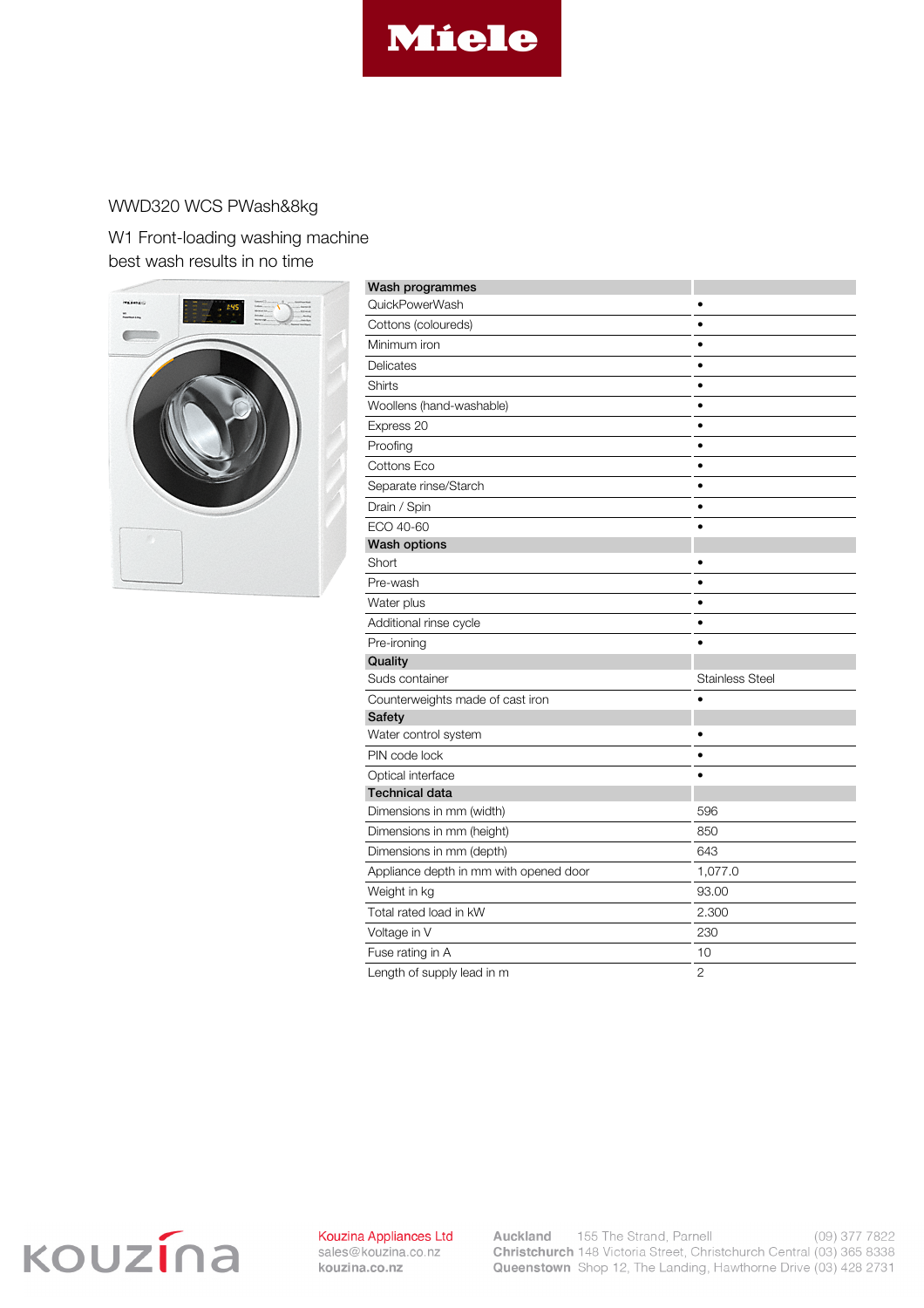WWD320 WCS PWash&8kg

W1 Front-loading washing machine
best wash results in no time

| | |
|---|---|
| **Wash programmes** | |
| QuickPowerWash | • |
| Cottons (coloureds) | • |
| Minimum iron | • |
| Delicates | • |
| Shirts | • |
| Woollens (hand-washable) | • |
| Express 20 | • |
| Proofing | • |
| Cottons Eco | • |
| Separate rinse/Starch | • |
| Drain / Spin | • |
| ECO 40-60 | • |
| **Wash options** | |
| Short | • |
| Pre-wash | • |
| Water plus | • |
| Additional rinse cycle | • |
| Pre-ironing | • |
| **Quality** | |
| Suds container | Stainless Steel |
| Counterweights made of cast iron | • |
| **Safety** | |
| Water control system | • |
| PIN code lock | • |
| Optical interface | • |
| **Technical data** | |
| Dimensions in mm (width) | 596 |
| Dimensions in mm (height) | 850 |
| Dimensions in mm (depth) | 643 |
| Appliance depth in mm with opened door | 1,077.0 |
| Weight in kg | 93.00 |
| Total rated load in kW | 2.300 |
| Voltage in V | 230 |
| Fuse rating in A | 10 |
| Length of supply lead in m | 2 |

Kouzina Appliances Ltd
sales@kouzina.co.nz
kouzina.co.nz

**Auckland** 155 The Strand, Parnell (09) 377 7822
**Christchurch** 148 Victoria Street, Christchurch Central (03) 365 8338
**Queenstown** Shop 12, The Landing, Hawthorne Drive (03) 428 2731